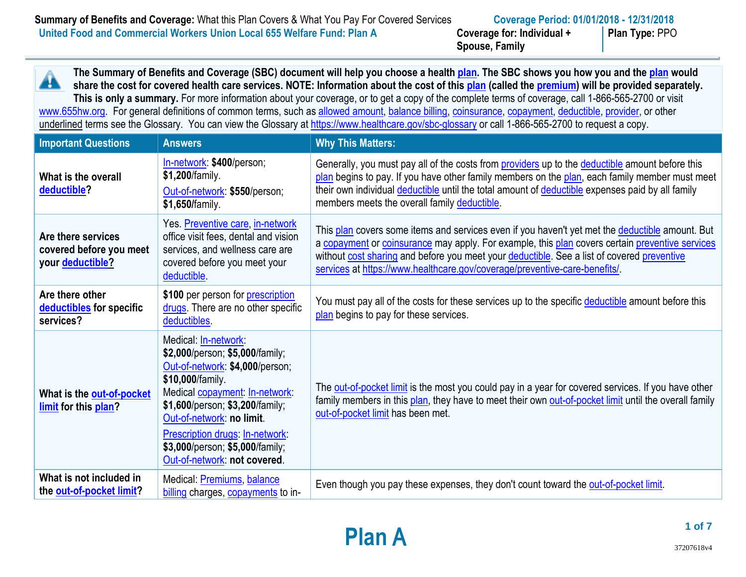**Summary of Benefits and Coverage:** What this Plan Covers & What You Pay For Covered Services

**Coverage Period: 01/01/2018 - 12/31/2018**

**United Food and Commercial Workers Union Local 655 Welfare Fund: Plan A**

**Coverage for: Individual + Spouse, Family** | **Plan Type:** PPO

**The Summary of Benefits and Coverage (SBC) document will help you choose a health plan. The SBC shows you how you and the plan would share the cost for covered health care services. NOTE: Information about the cost of this plan (called the premium) will be provided separately. This is only a summary.** For more information about your coverage, or to get a copy of the complete terms of coverage, call 1-866-565-2700 or visit www.655hw.org. For general definitions of common terms, such as allowed amount, balance billing, coinsurance, copayment, deductible, provider, or other underlined terms see the Glossary. You can view the Glossary at https://www.healthcare.gov/sbc-glossary or call 1-866-565-2700 to request a copy.

| Important Questions | Answers | Why This Matters: |
|---|---|---|
| **What is the overall deductible?** | In-network: **$400**/person; **$1,200**/family. Out-of-network: **$550**/person; **$1,650**/family. | Generally, you must pay all of the costs from providers up to the deductible amount before this plan begins to pay. If you have other family members on the plan, each family member must meet their own individual deductible until the total amount of deductible expenses paid by all family members meets the overall family deductible. |
| **Are there services covered before you meet your deductible?** | Yes. Preventive care, in-network office visit fees, dental and vision services, and wellness care are covered before you meet your deductible. | This plan covers some items and services even if you haven't yet met the deductible amount. But a copayment or coinsurance may apply. For example, this plan covers certain preventive services without cost sharing and before you meet your deductible. See a list of covered preventive services at https://www.healthcare.gov/coverage/preventive-care-benefits/. |
| **Are there other deductibles for specific services?** | **$100** per person for prescription drugs. There are no other specific deductibles. | You must pay all of the costs for these services up to the specific deductible amount before this plan begins to pay for these services. |
| **What is the out-of-pocket limit for this plan?** | Medical: In-network: **$2,000**/person; **$5,000**/family; Out-of-network: **$4,000**/person; **$10,000**/family. Medical copayment: In-network: **$1,600**/person; **$3,200**/family; Out-of-network: **no limit**. Prescription drugs: In-network: **$3,000**/person; **$5,000**/family; Out-of-network: **not covered**. | The out-of-pocket limit is the most you could pay in a year for covered services. If you have other family members in this plan, they have to meet their own out-of-pocket limit until the overall family out-of-pocket limit has been met. |
| **What is not included in the out-of-pocket limit?** | Medical: Premiums, balance billing charges, copayments to in- | Even though you pay these expenses, they don't count toward the out-of-pocket limit. |

**Plan A**

37207618v4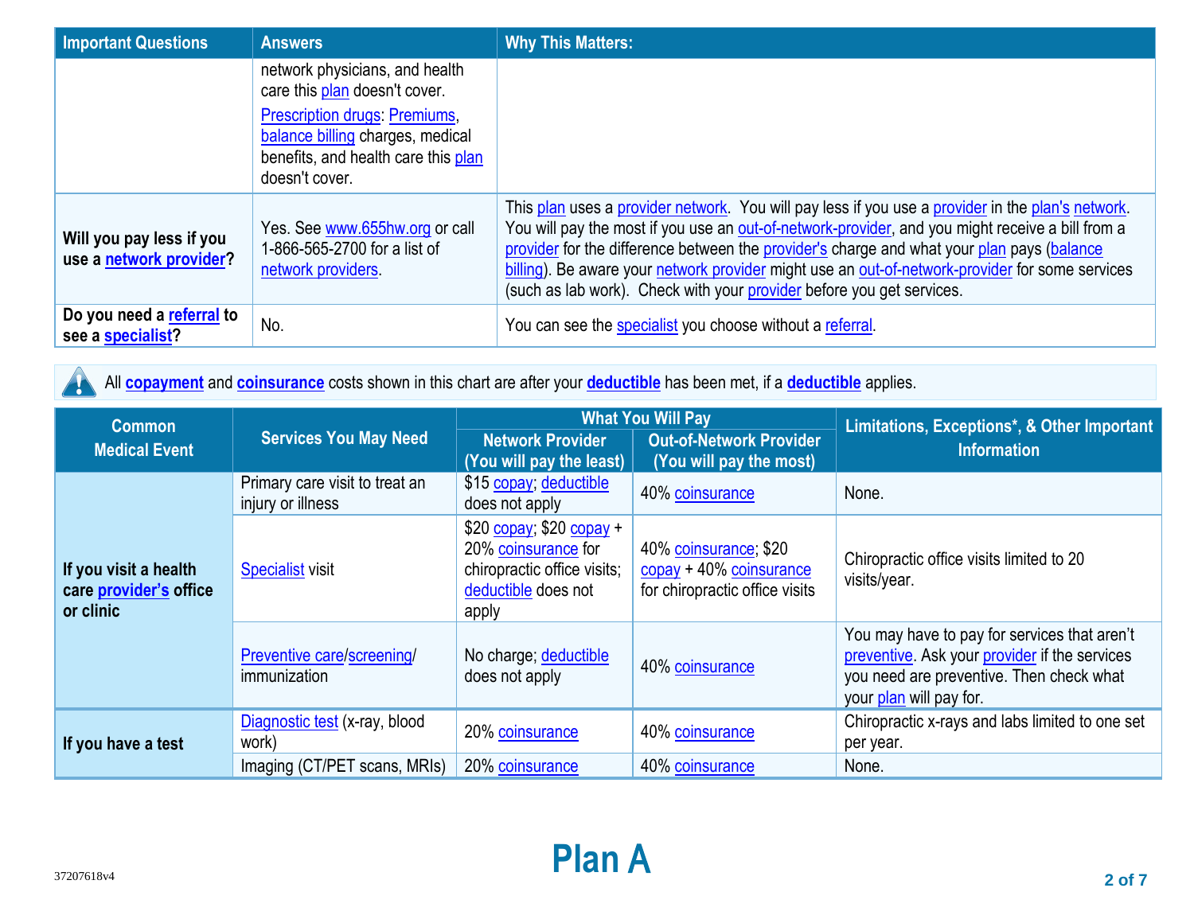| Important Questions | Answers | Why This Matters: |
|---|---|---|
| | network physicians, and health care this plan doesn't cover. Prescription drugs: Premiums, balance billing charges, medical benefits, and health care this plan doesn't cover. | |
| **Will you pay less if you use a network provider?** | Yes. See www.655hw.org or call 1-866-565-2700 for a list of network providers. | This plan uses a provider network. You will pay less if you use a provider in the plan's network. You will pay the most if you use an out-of-network-provider, and you might receive a bill from a provider for the difference between the provider's charge and what your plan pays (balance billing). Be aware your network provider might use an out-of-network-provider for some services (such as lab work). Check with your provider before you get services. |
| **Do you need a referral to see a specialist?** | No. | You can see the specialist you choose without a referral. |

All **copayment** and **coinsurance** costs shown in this chart are after your **deductible** has been met, if a **deductible** applies.

| Common Medical Event | Services You May Need | What You Will Pay | | Limitations, Exceptions*, & Other Important Information |
|---|---|---|---|---|
| | | Network Provider (You will pay the least) | Out-of-Network Provider (You will pay the most) | |
| **If you visit a health care provider's office or clinic** | Primary care visit to treat an injury or illness | $15 copay; deductible does not apply | 40% coinsurance | None. |
| | Specialist visit | $20 copay; $20 copay + 20% coinsurance for chiropractic office visits; deductible does not apply | 40% coinsurance; $20 copay + 40% coinsurance for chiropractic office visits | Chiropractic office visits limited to 20 visits/year. |
| | Preventive care/screening/ immunization | No charge; deductible does not apply | 40% coinsurance | You may have to pay for services that aren't preventive. Ask your provider if the services you need are preventive. Then check what your plan will pay for. |
| **If you have a test** | Diagnostic test (x-ray, blood work) | 20% coinsurance | 40% coinsurance | Chiropractic x-rays and labs limited to one set per year. |
| | Imaging (CT/PET scans, MRIs) | 20% coinsurance | 40% coinsurance | None. |

Plan A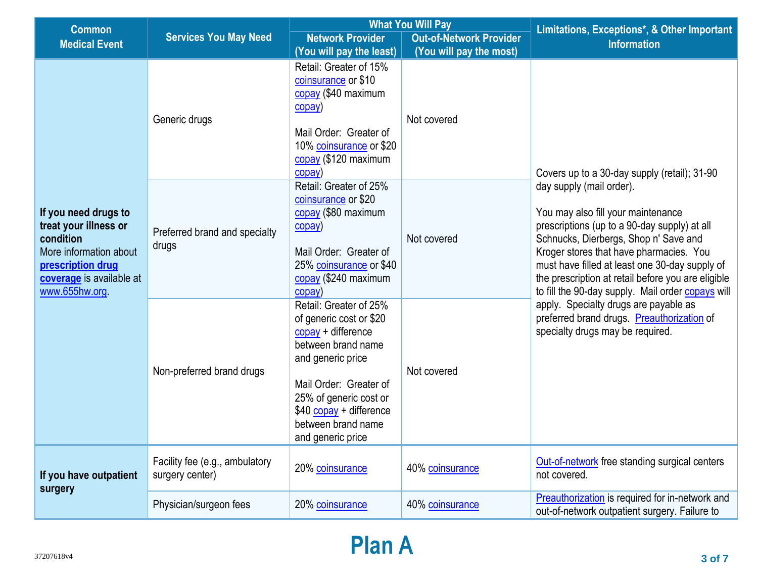| Common Medical Event | Services You May Need | What You Will Pay | | Limitations, Exceptions*, & Other Important Information |
|---|---|---|---|---|
| | | Network Provider (You will pay the least) | Out-of-Network Provider (You will pay the most) | |
| **If you need drugs to treat your illness or condition** More information about **prescription drug coverage** is available at www.655hw.org. | Generic drugs | Retail: Greater of 15% coinsurance or $10 copay ($40 maximum copay)<br><br>Mail Order: Greater of 10% coinsurance or $20 copay ($120 maximum copay) | Not covered | Covers up to a 30-day supply (retail); 31-90 day supply (mail order).<br><br>You may also fill your maintenance prescriptions (up to a 90-day supply) at all Schnucks, Dierbergs, Shop n' Save and Kroger stores that have pharmacies. You must have filled at least one 30-day supply of the prescription at retail before you are eligible to fill the 90-day supply. Mail order copays will apply. Specialty drugs are payable as preferred brand drugs. Preauthorization of specialty drugs may be required. |
| | Preferred brand and specialty drugs | Retail: Greater of 25% coinsurance or $20 copay ($80 maximum copay)<br><br>Mail Order: Greater of 25% coinsurance or $40 copay ($240 maximum copay) | Not covered | |
| | Non-preferred brand drugs | Retail: Greater of 25% of generic cost or $20 copay + difference between brand name and generic price<br><br>Mail Order: Greater of 25% of generic cost or $40 copay + difference between brand name and generic price | Not covered | |
| **If you have outpatient surgery** | Facility fee (e.g., ambulatory surgery center) | 20% coinsurance | 40% coinsurance | Out-of-network free standing surgical centers not covered. |
| | Physician/surgeon fees | 20% coinsurance | 40% coinsurance | Preauthorization is required for in-network and out-of-network outpatient surgery. Failure to |

**Plan A**

37207618v4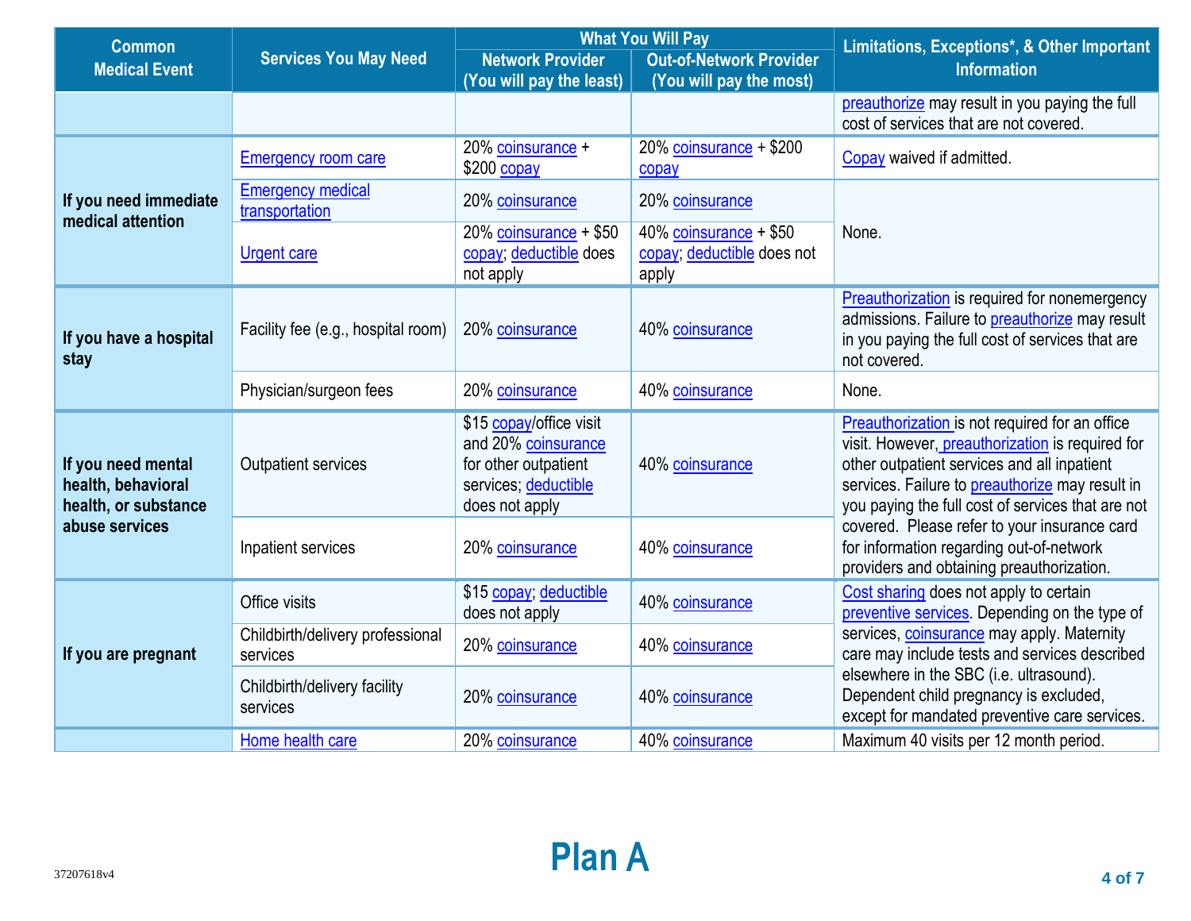| Common Medical Event | Services You May Need | What You Will Pay | | Limitations, Exceptions*, & Other Important Information |
|---|---|---|---|---|
| | | Network Provider (You will pay the least) | Out-of-Network Provider (You will pay the most) | |
| | | | | preauthorize may result in you paying the full cost of services that are not covered. |
| If you need immediate medical attention | Emergency room care | 20% coinsurance + $200 copay | 20% coinsurance + $200 copay | Copay waived if admitted. |
| | Emergency medical transportation | 20% coinsurance | 20% coinsurance | None. |
| | Urgent care | 20% coinsurance + $50 copay; deductible does not apply | 40% coinsurance + $50 copay; deductible does not apply | |
| If you have a hospital stay | Facility fee (e.g., hospital room) | 20% coinsurance | 40% coinsurance | Preauthorization is required for nonemergency admissions. Failure to preauthorize may result in you paying the full cost of services that are not covered. |
| | Physician/surgeon fees | 20% coinsurance | 40% coinsurance | None. |
| If you need mental health, behavioral health, or substance abuse services | Outpatient services | $15 copay/office visit and 20% coinsurance for other outpatient services; deductible does not apply | 40% coinsurance | Preauthorization is not required for an office visit. However, preauthorization is required for other outpatient services and all inpatient services. Failure to preauthorize may result in you paying the full cost of services that are not covered. Please refer to your insurance card for information regarding out-of-network providers and obtaining preauthorization. |
| | Inpatient services | 20% coinsurance | 40% coinsurance | |
| If you are pregnant | Office visits | $15 copay; deductible does not apply | 40% coinsurance | Cost sharing does not apply to certain preventive services. Depending on the type of services, coinsurance may apply. Maternity care may include tests and services described elsewhere in the SBC (i.e. ultrasound). Dependent child pregnancy is excluded, except for mandated preventive care services. |
| | Childbirth/delivery professional services | 20% coinsurance | 40% coinsurance | |
| | Childbirth/delivery facility services | 20% coinsurance | 40% coinsurance | |
| | Home health care | 20% coinsurance | 40% coinsurance | Maximum 40 visits per 12 month period. |

**Plan A**

37207618v4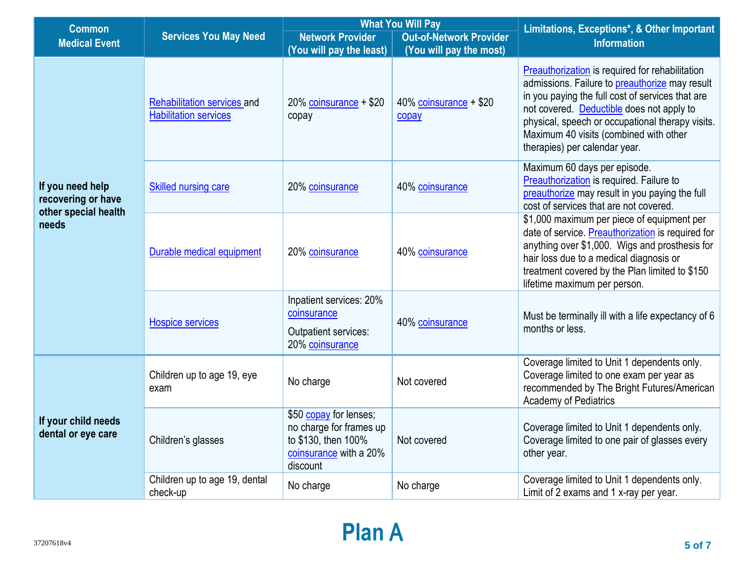| Common Medical Event | Services You May Need | What You Will Pay | | Limitations, Exceptions*, & Other Important Information |
|---|---|---|---|---|
| | | Network Provider (You will pay the least) | Out-of-Network Provider (You will pay the most) | |
| If you need help recovering or have other special health needs | Rehabilitation services and Habilitation services | 20% coinsurance + $20 copay | 40% coinsurance + $20 copay | Preauthorization is required for rehabilitation admissions. Failure to preauthorize may result in you paying the full cost of services that are not covered. Deductible does not apply to physical, speech or occupational therapy visits. Maximum 40 visits (combined with other therapies) per calendar year. |
| | Skilled nursing care | 20% coinsurance | 40% coinsurance | Maximum 60 days per episode. Preauthorization is required. Failure to preauthorize may result in you paying the full cost of services that are not covered. |
| | Durable medical equipment | 20% coinsurance | 40% coinsurance | $1,000 maximum per piece of equipment per date of service. Preauthorization is required for anything over $1,000. Wigs and prosthesis for hair loss due to a medical diagnosis or treatment covered by the Plan limited to $150 lifetime maximum per person. |
| | Hospice services | Inpatient services: 20% coinsurance<br>Outpatient services: 20% coinsurance | 40% coinsurance | Must be terminally ill with a life expectancy of 6 months or less. |
| If your child needs dental or eye care | Children up to age 19, eye exam | No charge | Not covered | Coverage limited to Unit 1 dependents only. Coverage limited to one exam per year as recommended by The Bright Futures/American Academy of Pediatrics |
| | Children's glasses | $50 copay for lenses; no charge for frames up to $130, then 100% coinsurance with a 20% discount | Not covered | Coverage limited to Unit 1 dependents only. Coverage limited to one pair of glasses every other year. |
| | Children up to age 19, dental check-up | No charge | No charge | Coverage limited to Unit 1 dependents only. Limit of 2 exams and 1 x-ray per year. |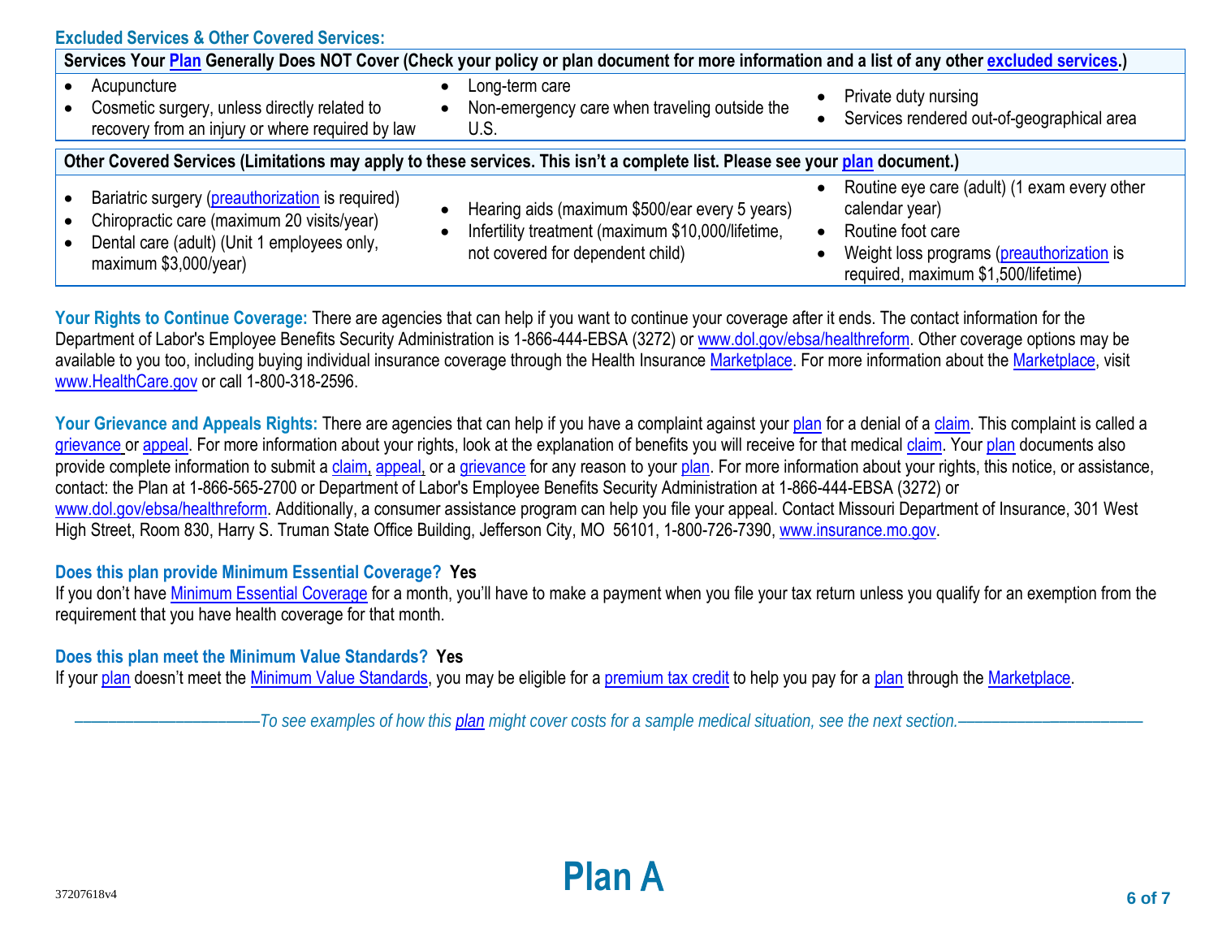## Excluded Services & Other Covered Services:

| Services Your Plan Generally Does NOT Cover (Check your policy or plan document for more information and a list of any other excluded services.) | | |
|---|---|---|
| • Acupuncture<br>• Cosmetic surgery, unless directly related to recovery from an injury or where required by law | • Long-term care<br>• Non-emergency care when traveling outside the U.S. | • Private duty nursing<br>• Services rendered out-of-geographical area |

| Other Covered Services (Limitations may apply to these services. This isn't a complete list. Please see your plan document.) | | |
|---|---|---|
| • Bariatric surgery (preauthorization is required)<br>• Chiropractic care (maximum 20 visits/year)<br>• Dental care (adult) (Unit 1 employees only, maximum $3,000/year) | • Hearing aids (maximum $500/ear every 5 years)<br>• Infertility treatment (maximum $10,000/lifetime, not covered for dependent child) | • Routine eye care (adult) (1 exam every other calendar year)<br>• Routine foot care<br>• Weight loss programs (preauthorization is required, maximum $1,500/lifetime) |

**Your Rights to Continue Coverage:** There are agencies that can help if you want to continue your coverage after it ends. The contact information for the Department of Labor's Employee Benefits Security Administration is 1-866-444-EBSA (3272) or www.dol.gov/ebsa/healthreform. Other coverage options may be available to you too, including buying individual insurance coverage through the Health Insurance Marketplace. For more information about the Marketplace, visit www.HealthCare.gov or call 1-800-318-2596.

**Your Grievance and Appeals Rights:** There are agencies that can help if you have a complaint against your plan for a denial of a claim. This complaint is called a grievance or appeal. For more information about your rights, look at the explanation of benefits you will receive for that medical claim. Your plan documents also provide complete information to submit a claim, appeal, or a grievance for any reason to your plan. For more information about your rights, this notice, or assistance, contact: the Plan at 1-866-565-2700 or Department of Labor's Employee Benefits Security Administration at 1-866-444-EBSA (3272) or www.dol.gov/ebsa/healthreform. Additionally, a consumer assistance program can help you file your appeal. Contact Missouri Department of Insurance, 301 West High Street, Room 830, Harry S. Truman State Office Building, Jefferson City, MO 56101, 1-800-726-7390, www.insurance.mo.gov.

**Does this plan provide Minimum Essential Coverage? Yes**

If you don't have Minimum Essential Coverage for a month, you'll have to make a payment when you file your tax return unless you qualify for an exemption from the requirement that you have health coverage for that month.

**Does this plan meet the Minimum Value Standards? Yes**

If your plan doesn't meet the Minimum Value Standards, you may be eligible for a premium tax credit to help you pay for a plan through the Marketplace.

*——————————To see examples of how this plan might cover costs for a sample medical situation, see the next section.——————————*

37207618v4

**Plan A**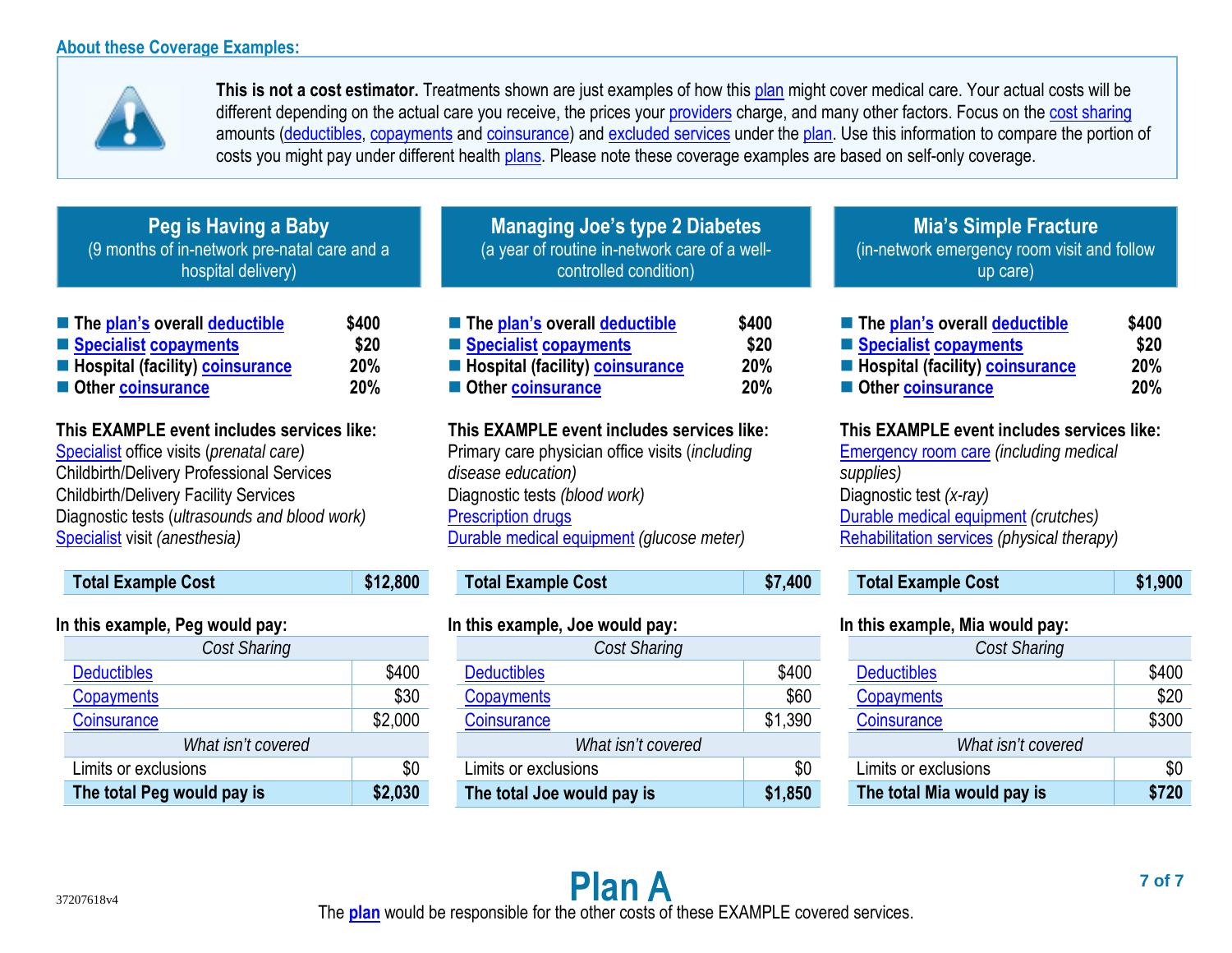## About these Coverage Examples:

**This is not a cost estimator.** Treatments shown are just examples of how this plan might cover medical care. Your actual costs will be different depending on the actual care you receive, the prices your providers charge, and many other factors. Focus on the cost sharing amounts (deductibles, copayments and coinsurance) and excluded services under the plan. Use this information to compare the portion of costs you might pay under different health plans. Please note these coverage examples are based on self-only coverage.

### Peg is Having a Baby
(9 months of in-network pre-natal care and a hospital delivery)

- **The plan's overall deductible** **$400**
- **Specialist copayments** **$20**
- **Hospital (facility) coinsurance** **20%**
- **Other coinsurance** **20%**

**This EXAMPLE event includes services like:**
Specialist office visits (*prenatal care)*
Childbirth/Delivery Professional Services
Childbirth/Delivery Facility Services
Diagnostic tests (*ultrasounds and blood work)*
Specialist visit *(anesthesia)*

| **Total Example Cost** | **$12,800** |
|---|---|

**In this example, Peg would pay:**

| *Cost Sharing* | |
|---|---|
| Deductibles | $400 |
| Copayments | $30 |
| Coinsurance | $2,000 |
| *What isn't covered* | |
| Limits or exclusions | $0 |
| **The total Peg would pay is** | **$2,030** |

### Managing Joe's type 2 Diabetes
(a year of routine in-network care of a well-controlled condition)

- **The plan's overall deductible** **$400**
- **Specialist copayments** **$20**
- **Hospital (facility) coinsurance** **20%**
- **Other coinsurance** **20%**

**This EXAMPLE event includes services like:**
Primary care physician office visits (*including disease education)*
Diagnostic tests *(blood work)*
Prescription drugs
Durable medical equipment *(glucose meter)*

| **Total Example Cost** | **$7,400** |
|---|---|

**In this example, Joe would pay:**

| *Cost Sharing* | |
|---|---|
| Deductibles | $400 |
| Copayments | $60 |
| Coinsurance | $1,390 |
| *What isn't covered* | |
| Limits or exclusions | $0 |
| **The total Joe would pay is** | **$1,850** |

### Mia's Simple Fracture
(in-network emergency room visit and follow up care)

- **The plan's overall deductible** **$400**
- **Specialist copayments** **$20**
- **Hospital (facility) coinsurance** **20%**
- **Other coinsurance** **20%**

**This EXAMPLE event includes services like:**
Emergency room care *(including medical supplies)*
Diagnostic test *(x-ray)*
Durable medical equipment *(crutches)*
Rehabilitation services *(physical therapy)*

| **Total Example Cost** | **$1,900** |
|---|---|

**In this example, Mia would pay:**

| *Cost Sharing* | |
|---|---|
| Deductibles | $400 |
| Copayments | $20 |
| Coinsurance | $300 |
| *What isn't covered* | |
| Limits or exclusions | $0 |
| **The total Mia would pay is** | **$720** |

37207618v4

## Plan A

The **plan** would be responsible for the other costs of these EXAMPLE covered services.